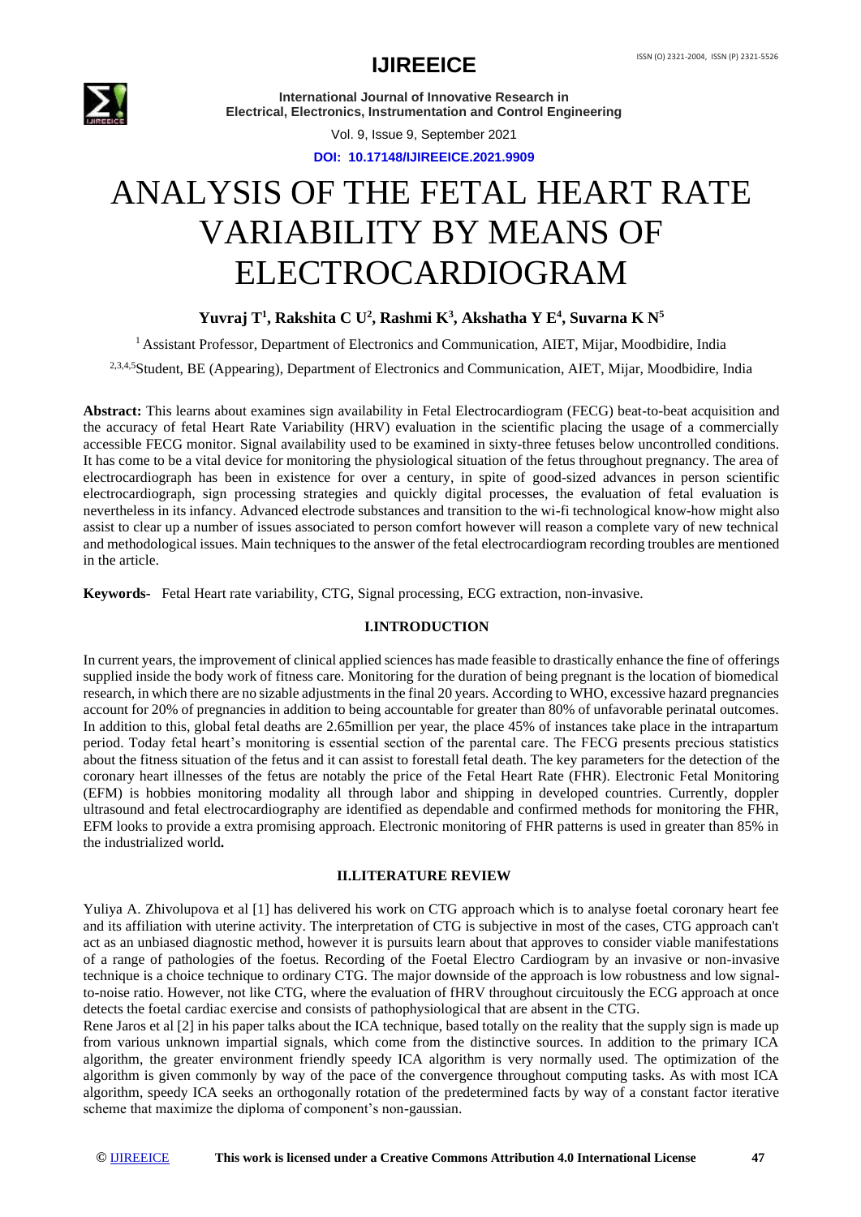# ANALYSIS OF THE FETAL HEART RATE VARIABILITY BY MEANS OF ELECTROCARDIOGRAM

**Yuvraj T[1], Rakshita C U[2], Rashmi K[3], Akshatha Y E[4], Suvarna K N[5]**

[1] Assistant Professor, Department of Electronics and Communication, AIET, Mijar, Moodbidire, India

[2,3,4,5] Student, BE (Appearing), Department of Electronics and Communication, AIET, Mijar, Moodbidire, India

**Abstract:** This learns about examines sign availability in Fetal Electrocardiogram (FECG) beat-to-beat acquisition and the accuracy of fetal Heart Rate Variability (HRV) evaluation in the scientific placing the usage of a commercially accessible FECG monitor. Signal availability used to be examined in sixty-three fetuses below uncontrolled conditions. It has come to be a vital device for monitoring the physiological situation of the fetus throughout pregnancy. The area of electrocardiograph has been in existence for over a century, in spite of good-sized advances in person scientific electrocardiograph, sign processing strategies and quickly digital processes, the evaluation of fetal evaluation is nevertheless in its infancy. Advanced electrode substances and transition to the wi-fi technological know-how might also assist to clear up a number of issues associated to person comfort however will reason a complete vary of new technical and methodological issues. Main techniques to the answer of the fetal electrocardiogram recording troubles are mentioned in the article.

**Keywords-** Fetal Heart rate variability, CTG, Signal processing, ECG extraction, non-invasive.

## I.INTRODUCTION

In current years, the improvement of clinical applied sciences has made feasible to drastically enhance the fine of offerings supplied inside the body work of fitness care. Monitoring for the duration of being pregnant is the location of biomedical research, in which there are no sizable adjustments in the final 20 years. According to WHO, excessive hazard pregnancies account for 20% of pregnancies in addition to being accountable for greater than 80% of unfavorable perinatal outcomes. In addition to this, global fetal deaths are 2.65million per year, the place 45% of instances take place in the intrapartum period. Today fetal heart's monitoring is essential section of the parental care. The FECG presents precious statistics about the fitness situation of the fetus and it can assist to forestall fetal death. The key parameters for the detection of the coronary heart illnesses of the fetus are notably the price of the Fetal Heart Rate (FHR). Electronic Fetal Monitoring (EFM) is hobbies monitoring modality all through labor and shipping in developed countries. Currently, doppler ultrasound and fetal electrocardiography are identified as dependable and confirmed methods for monitoring the FHR, EFM looks to provide a extra promising approach. Electronic monitoring of FHR patterns is used in greater than 85% in the industrialized world**.**

## II.LITERATURE REVIEW

Yuliya A. Zhivolupova et al [1] has delivered his work on CTG approach which is to analyse foetal coronary heart fee and its affiliation with uterine activity. The interpretation of CTG is subjective in most of the cases, CTG approach can't act as an unbiased diagnostic method, however it is pursuits learn about that approves to consider viable manifestations of a range of pathologies of the foetus. Recording of the Foetal Electro Cardiogram by an invasive or non-invasive technique is a choice technique to ordinary CTG. The major downside of the approach is low robustness and low signal-to-noise ratio. However, not like CTG, where the evaluation of fHRV throughout circuitously the ECG approach at once detects the foetal cardiac exercise and consists of pathophysiological that are absent in the CTG.

Rene Jaros et al [2] in his paper talks about the ICA technique, based totally on the reality that the supply sign is made up from various unknown impartial signals, which come from the distinctive sources. In addition to the primary ICA algorithm, the greater environment friendly speedy ICA algorithm is very normally used. The optimization of the algorithm is given commonly by way of the pace of the convergence throughout computing tasks. As with most ICA algorithm, speedy ICA seeks an orthogonally rotation of the predetermined facts by way of a constant factor iterative scheme that maximize the diploma of component's non-gaussian.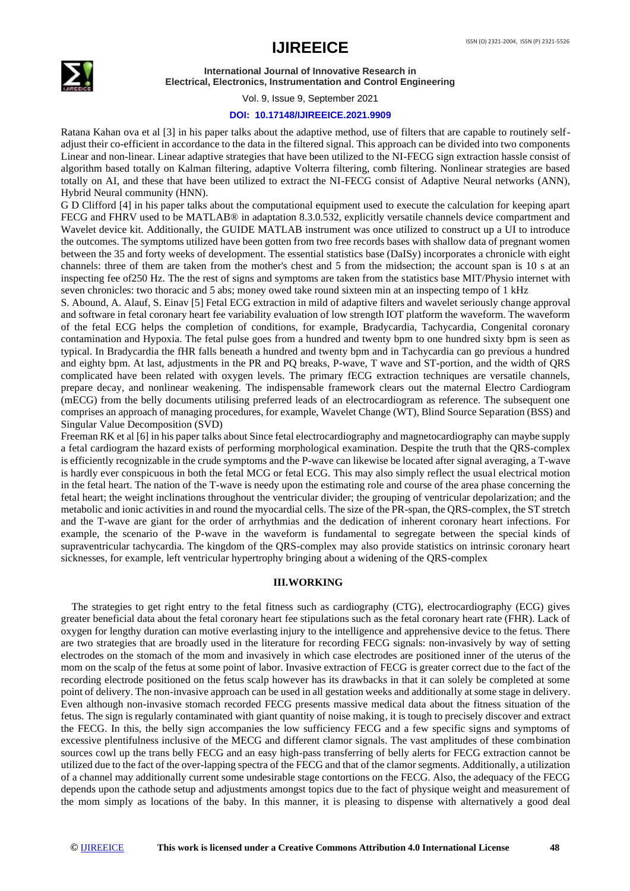Ratana Kahan ova et al [3] in his paper talks about the adaptive method, use of filters that are capable to routinely self-adjust their co-efficient in accordance to the data in the filtered signal. This approach can be divided into two components Linear and non-linear. Linear adaptive strategies that have been utilized to the NI-FECG sign extraction hassle consist of algorithm based totally on Kalman filtering, adaptive Volterra filtering, comb filtering. Nonlinear strategies are based totally on AI, and these that have been utilized to extract the NI-FECG consist of Adaptive Neural networks (ANN), Hybrid Neural community (HNN).

G D Clifford [4] in his paper talks about the computational equipment used to execute the calculation for keeping apart FECG and FHRV used to be MATLAB® in adaptation 8.3.0.532, explicitly versatile channels device compartment and Wavelet device kit. Additionally, the GUIDE MATLAB instrument was once utilized to construct up a UI to introduce the outcomes. The symptoms utilized have been gotten from two free records bases with shallow data of pregnant women between the 35 and forty weeks of development. The essential statistics base (DaISy) incorporates a chronicle with eight channels: three of them are taken from the mother's chest and 5 from the midsection; the account span is 10 s at an inspecting fee of250 Hz. The the rest of signs and symptoms are taken from the statistics base MIT/Physio internet with seven chronicles: two thoracic and 5 abs; money owed take round sixteen min at an inspecting tempo of 1 kHz

S. Abound, A. Alauf, S. Einav [5] Fetal ECG extraction in mild of adaptive filters and wavelet seriously change approval and software in fetal coronary heart fee variability evaluation of low strength IOT platform the waveform. The waveform of the fetal ECG helps the completion of conditions, for example, Bradycardia, Tachycardia, Congenital coronary contamination and Hypoxia. The fetal pulse goes from a hundred and twenty bpm to one hundred sixty bpm is seen as typical. In Bradycardia the fHR falls beneath a hundred and twenty bpm and in Tachycardia can go previous a hundred and eighty bpm. At last, adjustments in the PR and PQ breaks, P-wave, T wave and ST-portion, and the width of QRS complicated have been related with oxygen levels. The primary fECG extraction techniques are versatile channels, prepare decay, and nonlinear weakening. The indispensable framework clears out the maternal Electro Cardiogram (mECG) from the belly documents utilising preferred leads of an electrocardiogram as reference. The subsequent one comprises an approach of managing procedures, for example, Wavelet Change (WT), Blind Source Separation (BSS) and Singular Value Decomposition (SVD)

Freeman RK et al [6] in his paper talks about Since fetal electrocardiography and magnetocardiography can maybe supply a fetal cardiogram the hazard exists of performing morphological examination. Despite the truth that the QRS-complex is efficiently recognizable in the crude symptoms and the P-wave can likewise be located after signal averaging, a T-wave is hardly ever conspicuous in both the fetal MCG or fetal ECG. This may also simply reflect the usual electrical motion in the fetal heart. The nation of the T-wave is needy upon the estimating role and course of the area phase concerning the fetal heart; the weight inclinations throughout the ventricular divider; the grouping of ventricular depolarization; and the metabolic and ionic activities in and round the myocardial cells. The size of the PR-span, the QRS-complex, the ST stretch and the T-wave are giant for the order of arrhythmias and the dedication of inherent coronary heart infections. For example, the scenario of the P-wave in the waveform is fundamental to segregate between the special kinds of supraventricular tachycardia. The kingdom of the QRS-complex may also provide statistics on intrinsic coronary heart sicknesses, for example, left ventricular hypertrophy bringing about a widening of the QRS-complex

## III.WORKING

The strategies to get right entry to the fetal fitness such as cardiography (CTG), electrocardiography (ECG) gives greater beneficial data about the fetal coronary heart fee stipulations such as the fetal coronary heart rate (FHR). Lack of oxygen for lengthy duration can motive everlasting injury to the intelligence and apprehensive device to the fetus. There are two strategies that are broadly used in the literature for recording FECG signals: non-invasively by way of setting electrodes on the stomach of the mom and invasively in which case electrodes are positioned inner of the uterus of the mom on the scalp of the fetus at some point of labor. Invasive extraction of FECG is greater correct due to the fact of the recording electrode positioned on the fetus scalp however has its drawbacks in that it can solely be completed at some point of delivery. The non-invasive approach can be used in all gestation weeks and additionally at some stage in delivery. Even although non-invasive stomach recorded FECG presents massive medical data about the fitness situation of the fetus. The sign is regularly contaminated with giant quantity of noise making, it is tough to precisely discover and extract the FECG. In this, the belly sign accompanies the low sufficiency FECG and a few specific signs and symptoms of excessive plentifulness inclusive of the MECG and different clamor signals. The vast amplitudes of these combination sources cowl up the trans belly FECG and an easy high-pass transferring of belly alerts for FECG extraction cannot be utilized due to the fact of the over-lapping spectra of the FECG and that of the clamor segments. Additionally, a utilization of a channel may additionally current some undesirable stage contortions on the FECG. Also, the adequacy of the FECG depends upon the cathode setup and adjustments amongst topics due to the fact of physique weight and measurement of the mom simply as locations of the baby. In this manner, it is pleasing to dispense with alternatively a good deal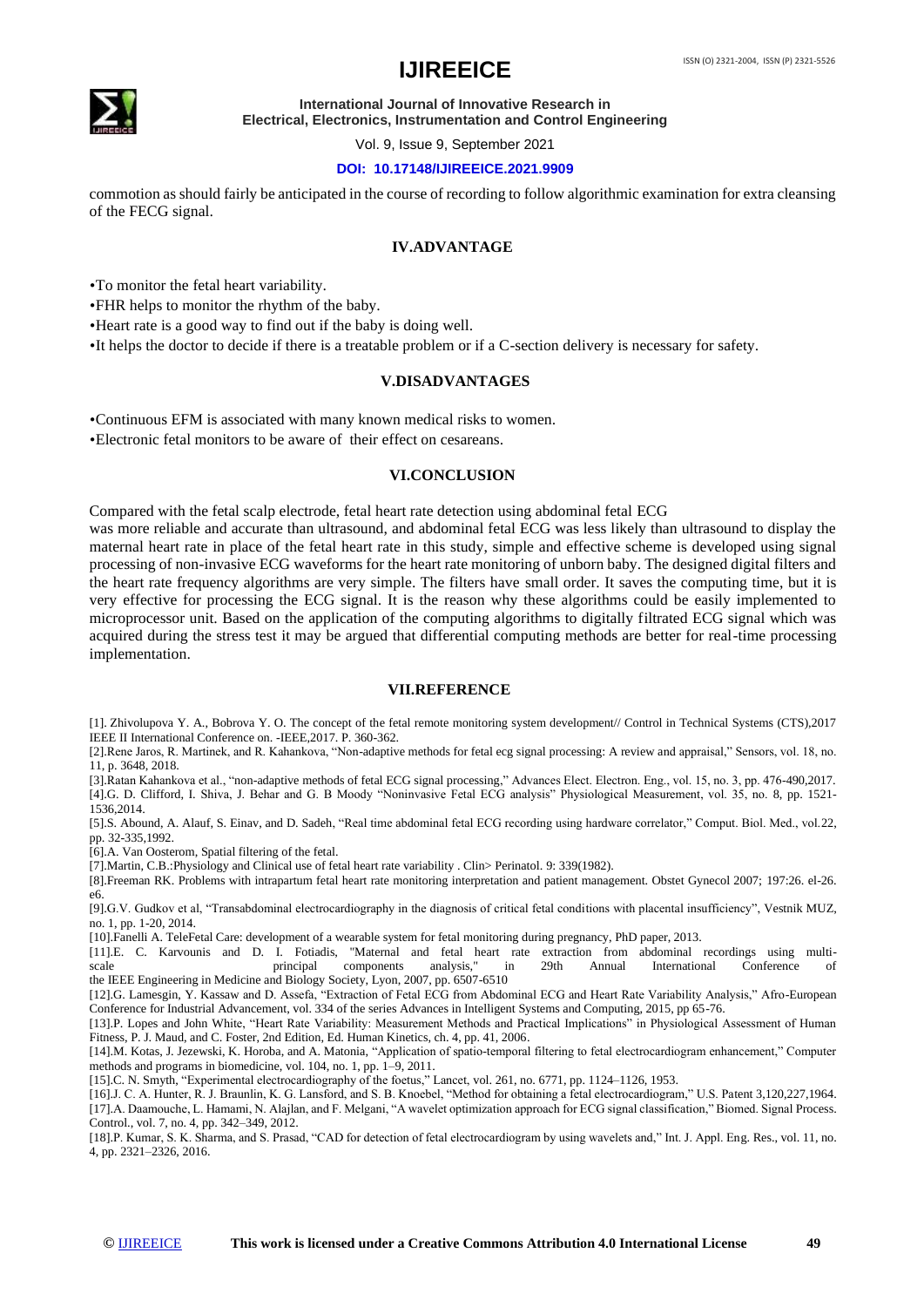commotion as should fairly be anticipated in the course of recording to follow algorithmic examination for extra cleansing of the FECG signal.

## IV.ADVANTAGE

- To monitor the fetal heart variability.
- FHR helps to monitor the rhythm of the baby.
- Heart rate is a good way to find out if the baby is doing well.
- It helps the doctor to decide if there is a treatable problem or if a C-section delivery is necessary for safety.

## V.DISADVANTAGES

- Continuous EFM is associated with many known medical risks to women.
- Electronic fetal monitors to be aware of their effect on cesareans.

## VI.CONCLUSION

Compared with the fetal scalp electrode, fetal heart rate detection using abdominal fetal ECG

was more reliable and accurate than ultrasound, and abdominal fetal ECG was less likely than ultrasound to display the maternal heart rate in place of the fetal heart rate in this study, simple and effective scheme is developed using signal processing of non-invasive ECG waveforms for the heart rate monitoring of unborn baby. The designed digital filters and the heart rate frequency algorithms are very simple. The filters have small order. It saves the computing time, but it is very effective for processing the ECG signal. It is the reason why these algorithms could be easily implemented to microprocessor unit. Based on the application of the computing algorithms to digitally filtrated ECG signal which was acquired during the stress test it may be argued that differential computing methods are better for real-time processing implementation.

## VII.REFERENCE

[1]. Zhivolupova Y. A., Bobrova Y. O. The concept of the fetal remote monitoring system development// Control in Technical Systems (CTS),2017 IEEE II International Conference on. -IEEE,2017. P. 360-362.

[2].Rene Jaros, R. Martinek, and R. Kahankova, "Non-adaptive methods for fetal ecg signal processing: A review and appraisal," Sensors, vol. 18, no. 11, p. 3648, 2018.

[3].Ratan Kahankova et al., "non-adaptive methods of fetal ECG signal processing," Advances Elect. Electron. Eng., vol. 15, no. 3, pp. 476-490,2017.

[4].G. D. Clifford, I. Shiva, J. Behar and G. B Moody "Noninvasive Fetal ECG analysis" Physiological Measurement, vol. 35, no. 8, pp. 1521-1536,2014.

[5].S. Abound, A. Alauf, S. Einav, and D. Sadeh, "Real time abdominal fetal ECG recording using hardware correlator," Comput. Biol. Med., vol.22, pp. 32-335,1992.

[6].A. Van Oosterom, Spatial filtering of the fetal.

[7].Martin, C.B.:Physiology and Clinical use of fetal heart rate variability . Clin> Perinatol. 9: 339(1982).

[8].Freeman RK. Problems with intrapartum fetal heart rate monitoring interpretation and patient management. Obstet Gynecol 2007; 197:26. el-26. e6.

[9].G.V. Gudkov et al, "Transabdominal electrocardiography in the diagnosis of critical fetal conditions with placental insufficiency", Vestnik MUZ, no. 1, pp. 1-20, 2014.

[10].Fanelli A. TeleFetal Care: development of a wearable system for fetal monitoring during pregnancy, PhD paper, 2013.

[11].E. C. Karvounis and D. I. Fotiadis, "Maternal and fetal heart rate extraction from abdominal recordings using multi-scale principal components analysis," in 29th Annual International Conference of the IEEE Engineering in Medicine and Biology Society, Lyon, 2007, pp. 6507-6510

[12].G. Lamesgin, Y. Kassaw and D. Assefa, "Extraction of Fetal ECG from Abdominal ECG and Heart Rate Variability Analysis," Afro-European Conference for Industrial Advancement, vol. 334 of the series Advances in Intelligent Systems and Computing, 2015, pp 65-76.

[13].P. Lopes and John White, "Heart Rate Variability: Measurement Methods and Practical Implications" in Physiological Assessment of Human Fitness, P. J. Maud, and C. Foster, 2nd Edition, Ed. Human Kinetics, ch. 4, pp. 41, 2006.

[14].M. Kotas, J. Jezewski, K. Horoba, and A. Matonia, "Application of spatio-temporal filtering to fetal electrocardiogram enhancement," Computer methods and programs in biomedicine, vol. 104, no. 1, pp. 1–9, 2011.

[15].C. N. Smyth, "Experimental electrocardiography of the foetus," Lancet, vol. 261, no. 6771, pp. 1124–1126, 1953.

[16].J. C. A. Hunter, R. J. Braunlin, K. G. Lansford, and S. B. Knoebel, "Method for obtaining a fetal electrocardiogram," U.S. Patent 3,120,227,1964.

[17].A. Daamouche, L. Hamami, N. Alajlan, and F. Melgani, "A wavelet optimization approach for ECG signal classification," Biomed. Signal Process. Control., vol. 7, no. 4, pp. 342–349, 2012.

[18].P. Kumar, S. K. Sharma, and S. Prasad, "CAD for detection of fetal electrocardiogram by using wavelets and," Int. J. Appl. Eng. Res., vol. 11, no. 4, pp. 2321–2326, 2016.